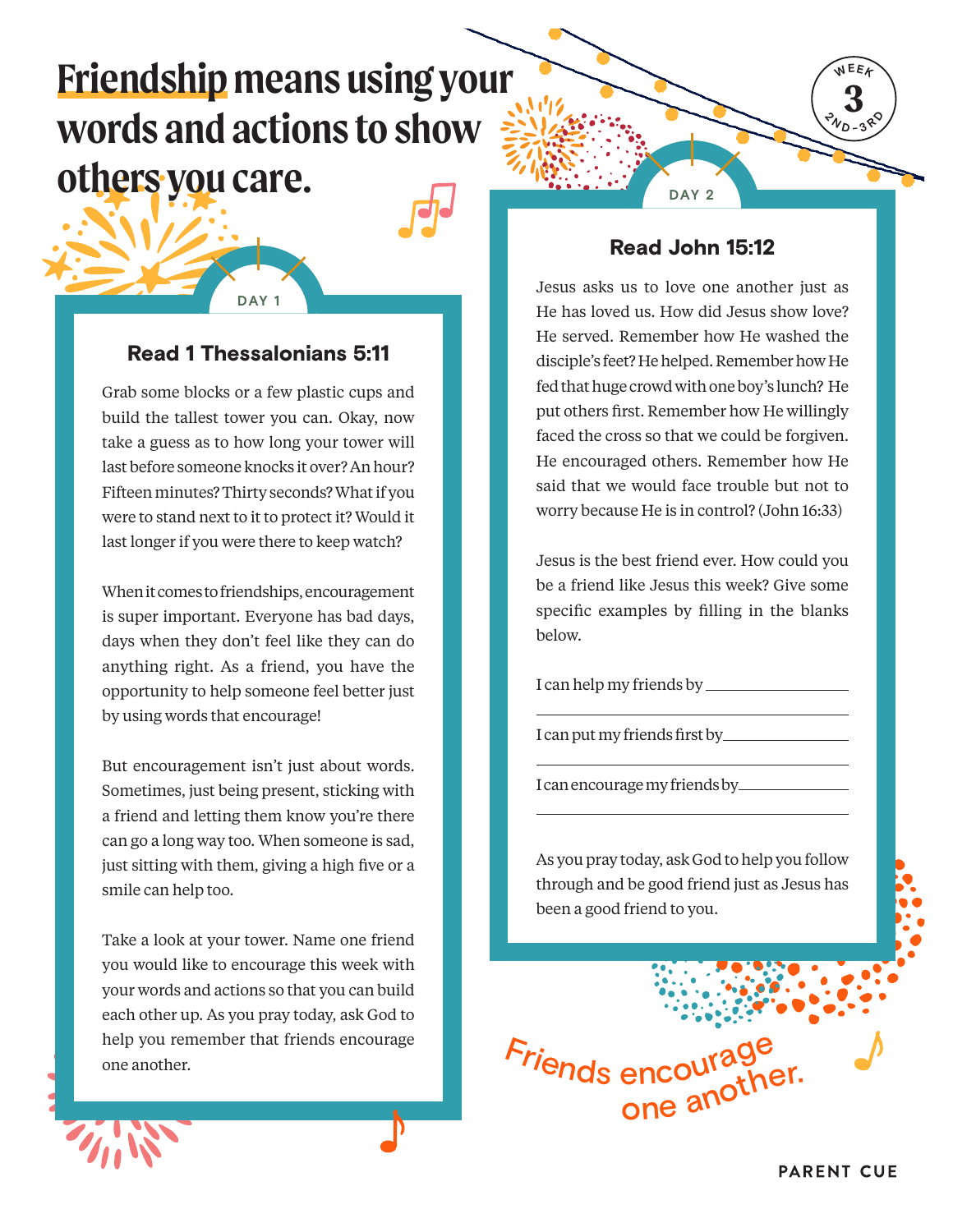# Friendship means using your words and actions to show others you care.

WEEK 3
2ND–3RD

## DAY 1

### Read 1 Thessalonians 5:11

Grab some blocks or a few plastic cups and build the tallest tower you can. Okay, now take a guess as to how long your tower will last before someone knocks it over? An hour? Fifteen minutes? Thirty seconds? What if you were to stand next to it to protect it? Would it last longer if you were there to keep watch?

When it comes to friendships, encouragement is super important. Everyone has bad days, days when they don't feel like they can do anything right. As a friend, you have the opportunity to help someone feel better just by using words that encourage!

But encouragement isn't just about words. Sometimes, just being present, sticking with a friend and letting them know you're there can go a long way too. When someone is sad, just sitting with them, giving a high five or a smile can help too.

Take a look at your tower. Name one friend you would like to encourage this week with your words and actions so that you can build each other up. As you pray today, ask God to help you remember that friends encourage one another.

## DAY 2

### Read John 15:12

Jesus asks us to love one another just as He has loved us. How did Jesus show love? He served. Remember how He washed the disciple's feet? He helped. Remember how He fed that huge crowd with one boy's lunch? He put others first. Remember how He willingly faced the cross so that we could be forgiven. He encouraged others. Remember how He said that we would face trouble but not to worry because He is in control? (John 16:33)

Jesus is the best friend ever. How could you be a friend like Jesus this week? Give some specific examples by filling in the blanks below.

I can help my friends by ____________________

____________________

I can put my friends first by ____________________

____________________

I can encourage my friends by ____________________

____________________

As you pray today, ask God to help you follow through and be good friend just as Jesus has been a good friend to you.

Friends encourage one another.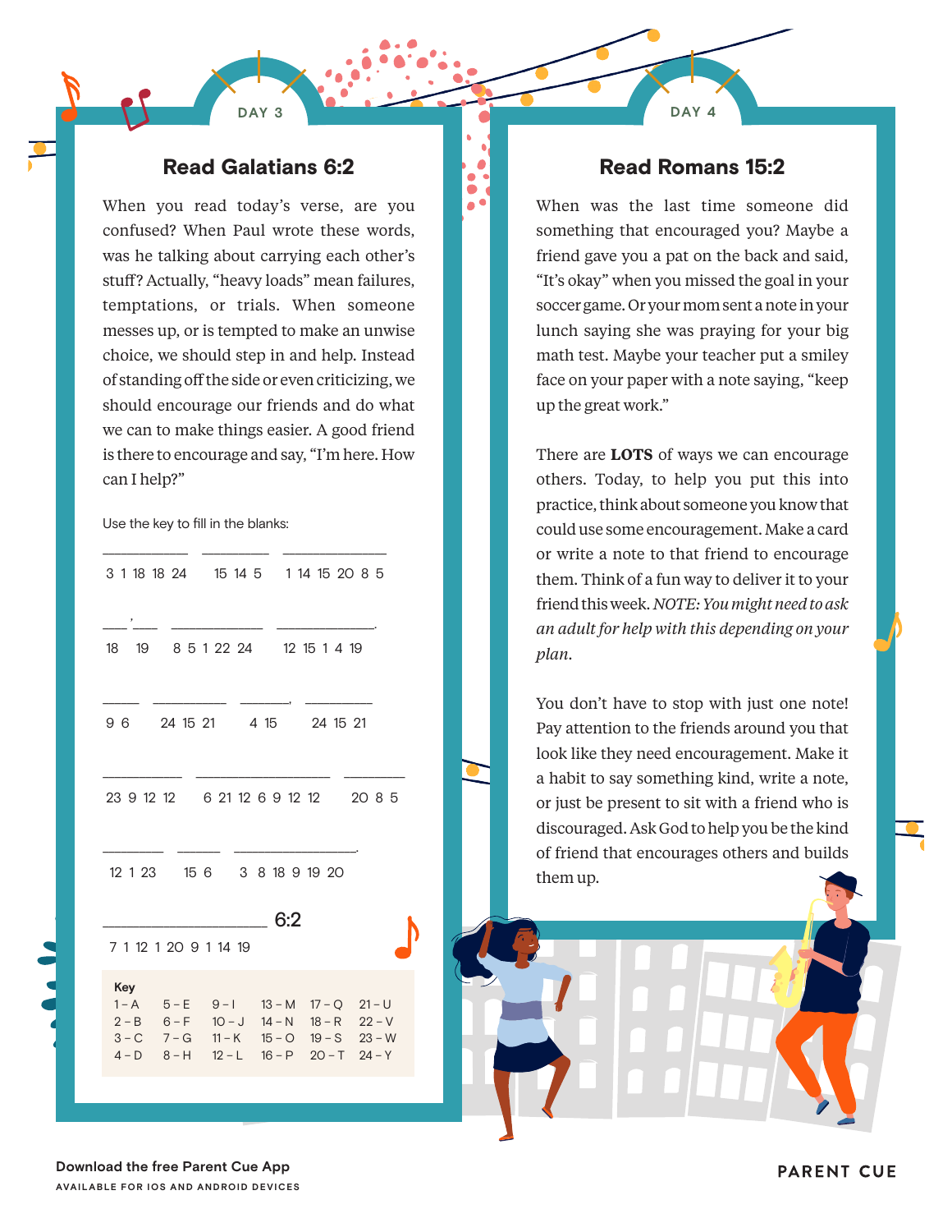DAY 3

## Read Galatians 6:2

When you read today's verse, are you confused? When Paul wrote these words, was he talking about carrying each other's stuff? Actually, "heavy loads" mean failures, temptations, or trials. When someone messes up, or is tempted to make an unwise choice, we should step in and help. Instead of standing off the side or even criticizing, we should encourage our friends and do what we can to make things easier. A good friend is there to encourage and say, "I'm here. How can I help?"

Use the key to fill in the blanks:

\_\_\_\_\_\_\_\_ \_\_\_\_\_\_\_ \_\_\_\_\_\_\_\_\_\_

3 1 18 18 24 15 14 5 1 14 15 20 8 5

\_\_\_'\_\_\_ \_\_\_\_\_\_\_\_\_\_ \_\_\_\_\_\_\_\_\_\_.

18 19 8 5 1 22 24 12 15 1 4 19

\_\_\_\_ \_\_\_\_\_\_\_ \_\_\_\_\_, \_\_\_\_\_\_\_

9 6 24 15 21 4 15 24 15 21

\_\_\_\_\_\_\_\_ \_\_\_\_\_\_\_\_\_\_\_\_\_ \_\_\_\_\_\_

23 9 12 12 6 21 12 6 9 12 12 20 8 5

\_\_\_\_\_\_ \_\_\_\_ \_\_\_\_\_\_\_\_\_\_\_\_.

12 1 23 15 6 3 8 18 9 19 20

\_\_\_\_\_\_\_\_\_\_\_\_\_\_\_ 6:2

7 1 12 1 20 9 1 14 19

**Key**

| | | | | | |
|---|---|---|---|---|---|
| 1 – A | 5 – E | 9 – I | 13 – M | 17 – Q | 21 – U |
| 2 – B | 6 – F | 10 – J | 14 – N | 18 – R | 22 – V |
| 3 – C | 7 – G | 11 – K | 15 – O | 19 – S | 23 – W |
| 4 – D | 8 – H | 12 – L | 16 – P | 20 – T | 24 – Y |

DAY 4

## Read Romans 15:2

When was the last time someone did something that encouraged you? Maybe a friend gave you a pat on the back and said, "It's okay" when you missed the goal in your soccer game. Or your mom sent a note in your lunch saying she was praying for your big math test. Maybe your teacher put a smiley face on your paper with a note saying, "keep up the great work."

There are **LOTS** of ways we can encourage others. Today, to help you put this into practice, think about someone you know that could use some encouragement. Make a card or write a note to that friend to encourage them. Think of a fun way to deliver it to your friend this week. *NOTE: You might need to ask an adult for help with this depending on your plan.*

You don't have to stop with just one note! Pay attention to the friends around you that look like they need encouragement. Make it a habit to say something kind, write a note, or just be present to sit with a friend who is discouraged. Ask God to help you be the kind of friend that encourages others and builds them up.

Download the free Parent Cue App
AVAILABLE FOR IOS AND ANDROID DEVICES

PARENT CUE